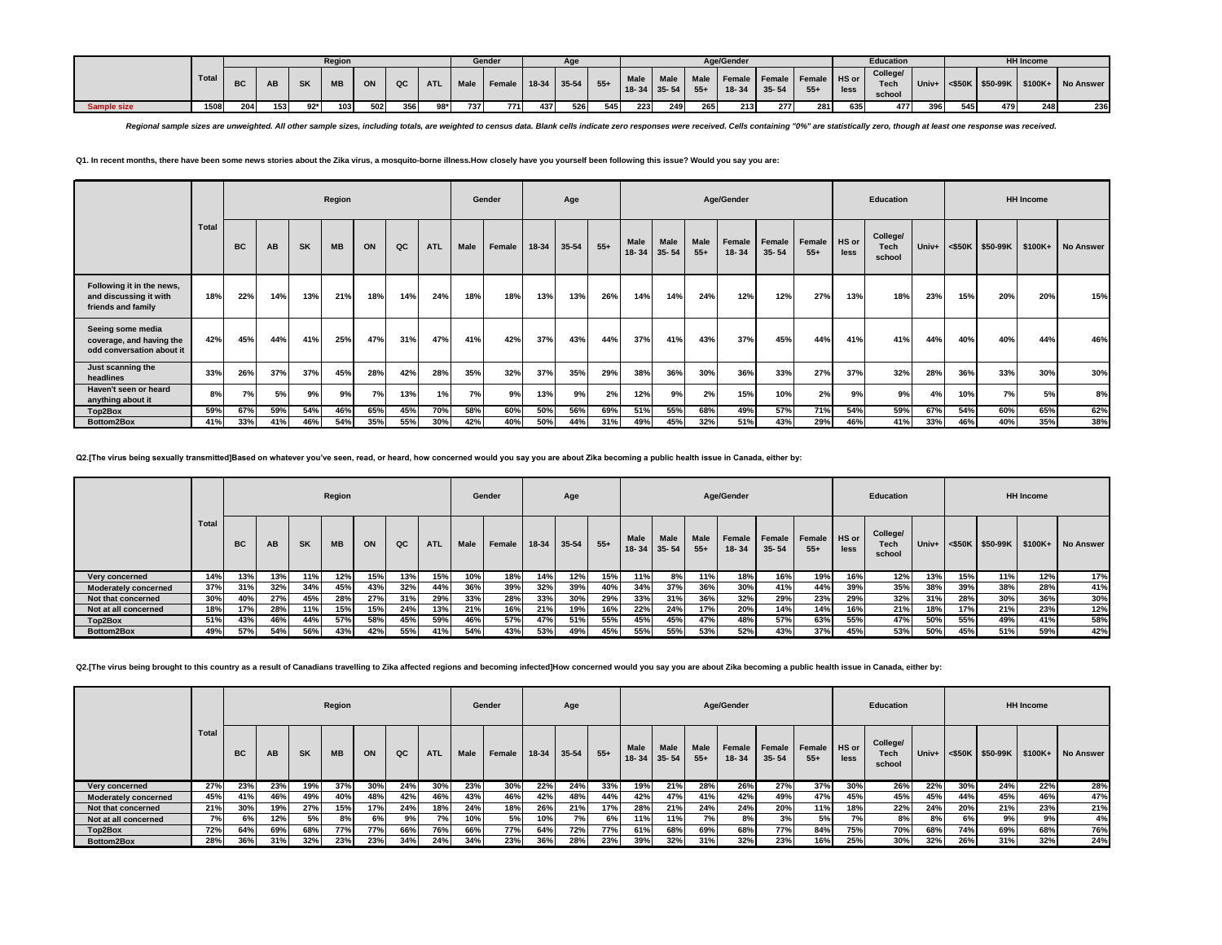| | Total | Region | | | | | | | Gender | | Age | | | Age/Gender | | | | | | Education | | | HH Income | | | |
|---|---|---|---|---|---|---|---|---|---|---|---|---|---|---|---|---|---|---|---|---|---|---|---|---|---|---|
| | | BC | AB | SK | MB | ON | QC | ATL | Male | Female | 18-34 | 35-54 | 55+ | Male 18-34 | Male 35-54 | Male 55+ | Female 18-34 | Female 35-54 | Female 55+ | HS or less | College/ Tech school | Univ+ | <$50K | $50-99K | $100K+ | No Answer |
| Sample size | 1508 | 204 | 153 | 92* | 103 | 502 | 356 | 98* | 737 | 771 | 437 | 526 | 545 | 223 | 249 | 265 | 213 | 277 | 281 | 635 | 477 | 396 | 545 | 479 | 248 | 236 |

*Regional sample sizes are unweighted. All other sample sizes, including totals, are weighted to census data. Blank cells indicate zero responses were received. Cells containing "0%" are statistically zero, though at least one response was received.*

**Q1. In recent months, there have been some news stories about the Zika virus, a mosquito-borne illness.How closely have you yourself been following this issue? Would you say you are:**

| | Total | Region | | | | | | | Gender | | Age | | | Age/Gender | | | | | | Education | | | HH Income | | | |
|---|---|---|---|---|---|---|---|---|---|---|---|---|---|---|---|---|---|---|---|---|---|---|---|---|---|---|
| | | BC | AB | SK | MB | ON | QC | ATL | Male | Female | 18-34 | 35-54 | 55+ | Male 18-34 | Male 35-54 | Male 55+ | Female 18-34 | Female 35-54 | Female 55+ | HS or less | College/ Tech school | Univ+ | <$50K | $50-99K | $100K+ | No Answer |
| Following it in the news, and discussing it with friends and family | 18% | 22% | 14% | 13% | 21% | 18% | 14% | 24% | 18% | 18% | 13% | 13% | 26% | 14% | 14% | 24% | 12% | 12% | 27% | 13% | 18% | 23% | 15% | 20% | 20% | 15% |
| Seeing some media coverage, and having the odd conversation about it | 42% | 45% | 44% | 41% | 25% | 47% | 31% | 47% | 41% | 42% | 37% | 43% | 44% | 37% | 41% | 43% | 37% | 45% | 44% | 41% | 41% | 44% | 40% | 40% | 44% | 46% |
| Just scanning the headlines | 33% | 26% | 37% | 37% | 45% | 28% | 42% | 28% | 35% | 32% | 37% | 35% | 29% | 38% | 36% | 30% | 36% | 33% | 27% | 37% | 32% | 28% | 36% | 33% | 30% | 30% |
| Haven't seen or heard anything about it | 8% | 7% | 5% | 9% | 9% | 7% | 13% | 1% | 7% | 9% | 13% | 9% | 2% | 12% | 9% | 2% | 15% | 10% | 2% | 9% | 9% | 4% | 10% | 7% | 5% | 8% |
| Top2Box | 59% | 67% | 59% | 54% | 46% | 65% | 45% | 70% | 58% | 60% | 50% | 56% | 69% | 51% | 55% | 68% | 49% | 57% | 71% | 54% | 59% | 67% | 54% | 60% | 65% | 62% |
| Bottom2Box | 41% | 33% | 41% | 46% | 54% | 35% | 55% | 30% | 42% | 40% | 50% | 44% | 31% | 49% | 45% | 32% | 51% | 43% | 29% | 46% | 41% | 33% | 46% | 40% | 35% | 38% |

**Q2.[The virus being sexually transmitted]Based on whatever you've seen, read, or heard, how concerned would you say you are about Zika becoming a public health issue in Canada, either by:**

| | Total | Region | | | | | | | Gender | | Age | | | Age/Gender | | | | | | Education | | | HH Income | | | |
|---|---|---|---|---|---|---|---|---|---|---|---|---|---|---|---|---|---|---|---|---|---|---|---|---|---|---|
| | | BC | AB | SK | MB | ON | QC | ATL | Male | Female | 18-34 | 35-54 | 55+ | Male 18-34 | Male 35-54 | Male 55+ | Female 18-34 | Female 35-54 | Female 55+ | HS or less | College/ Tech school | Univ+ | <$50K | $50-99K | $100K+ | No Answer |
| Very concerned | 14% | 13% | 13% | 11% | 12% | 15% | 13% | 15% | 10% | 18% | 14% | 12% | 15% | 11% | 8% | 11% | 18% | 16% | 19% | 16% | 12% | 13% | 15% | 11% | 12% | 17% |
| Moderately concerned | 37% | 31% | 32% | 34% | 45% | 43% | 32% | 44% | 36% | 39% | 32% | 39% | 40% | 34% | 37% | 36% | 30% | 41% | 44% | 39% | 35% | 38% | 39% | 38% | 28% | 41% |
| Not that concerned | 30% | 40% | 27% | 45% | 28% | 27% | 31% | 29% | 33% | 28% | 33% | 30% | 29% | 33% | 31% | 36% | 32% | 29% | 23% | 29% | 32% | 31% | 28% | 30% | 36% | 30% |
| Not at all concerned | 18% | 17% | 28% | 11% | 15% | 15% | 24% | 13% | 21% | 16% | 21% | 19% | 16% | 22% | 24% | 17% | 20% | 14% | 14% | 16% | 21% | 18% | 17% | 21% | 23% | 12% |
| Top2Box | 51% | 43% | 46% | 44% | 57% | 58% | 45% | 59% | 46% | 57% | 47% | 51% | 55% | 45% | 45% | 47% | 48% | 57% | 63% | 55% | 47% | 50% | 55% | 49% | 41% | 58% |
| Bottom2Box | 49% | 57% | 54% | 56% | 43% | 42% | 55% | 41% | 54% | 43% | 53% | 49% | 45% | 55% | 55% | 53% | 52% | 43% | 37% | 45% | 53% | 50% | 45% | 51% | 59% | 42% |

**Q2.[The virus being brought to this country as a result of Canadians travelling to Zika affected regions and becoming infected]How concerned would you say you are about Zika becoming a public health issue in Canada, either by:**

| | Total | Region | | | | | | | Gender | | Age | | | Age/Gender | | | | | | Education | | | HH Income | | | |
|---|---|---|---|---|---|---|---|---|---|---|---|---|---|---|---|---|---|---|---|---|---|---|---|---|---|---|
| | | BC | AB | SK | MB | ON | QC | ATL | Male | Female | 18-34 | 35-54 | 55+ | Male 18-34 | Male 35-54 | Male 55+ | Female 18-34 | Female 35-54 | Female 55+ | HS or less | College/ Tech school | Univ+ | <$50K | $50-99K | $100K+ | No Answer |
| Very concerned | 27% | 23% | 23% | 19% | 37% | 30% | 24% | 30% | 23% | 30% | 22% | 24% | 33% | 19% | 21% | 28% | 26% | 27% | 37% | 30% | 26% | 22% | 30% | 24% | 22% | 28% |
| Moderately concerned | 45% | 41% | 46% | 49% | 40% | 48% | 42% | 46% | 43% | 46% | 42% | 48% | 44% | 42% | 47% | 41% | 42% | 49% | 47% | 45% | 45% | 45% | 44% | 45% | 46% | 47% |
| Not that concerned | 21% | 30% | 19% | 27% | 15% | 17% | 24% | 18% | 24% | 18% | 26% | 21% | 17% | 28% | 21% | 24% | 24% | 20% | 11% | 18% | 22% | 24% | 20% | 21% | 23% | 21% |
| Not at all concerned | 7% | 6% | 12% | 5% | 8% | 6% | 9% | 7% | 10% | 5% | 10% | 7% | 6% | 11% | 11% | 7% | 8% | 3% | 5% | 7% | 8% | 8% | 6% | 9% | 9% | 4% |
| Top2Box | 72% | 64% | 69% | 68% | 77% | 77% | 66% | 76% | 66% | 77% | 64% | 72% | 77% | 61% | 68% | 69% | 68% | 77% | 84% | 75% | 70% | 68% | 74% | 69% | 68% | 76% |
| Bottom2Box | 28% | 36% | 31% | 32% | 23% | 23% | 34% | 24% | 34% | 23% | 36% | 28% | 23% | 39% | 32% | 31% | 32% | 23% | 16% | 25% | 30% | 32% | 26% | 31% | 32% | 24% |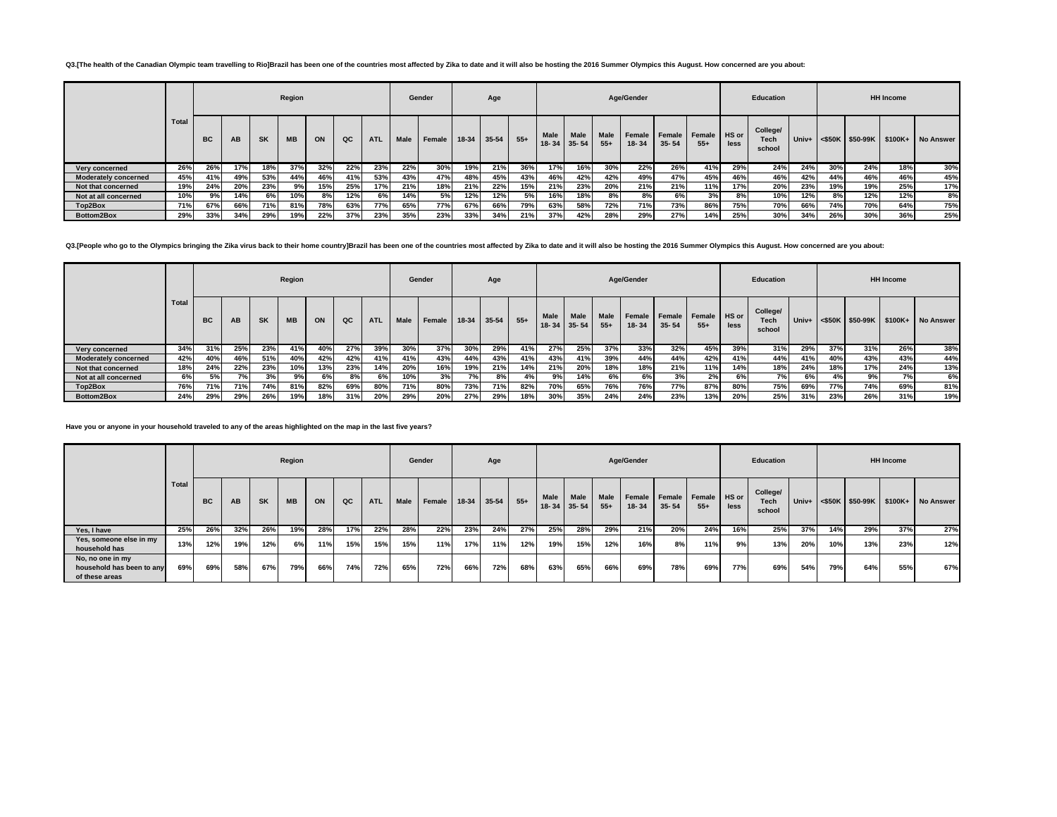**Q3.[The health of the Canadian Olympic team travelling to Rio]Brazil has been one of the countries most affected by Zika to date and it will also be hosting the 2016 Summer Olympics this August. How concerned are you about:**

| | Total | Region | | | | | | | Gender | | Age | | | Age/Gender | | | | | | Education | | | HH Income | | | |
|---|---|---|---|---|---|---|---|---|---|---|---|---|---|---|---|---|---|---|---|---|---|---|---|---|---|---|
| | | BC | AB | SK | MB | ON | QC | ATL | Male | Female | 18-34 | 35-54 | 55+ | Male 18- 34 | Male 35- 54 | Male 55+ | Female 18- 34 | Female 35- 54 | Female 55+ | HS or less | College/ Tech school | Univ+ | <$50K | $50-99K | $100K+ | No Answer |
| Very concerned | 26% | 26% | 17% | 18% | 37% | 32% | 22% | 23% | 22% | 30% | 19% | 21% | 36% | 17% | 16% | 30% | 22% | 26% | 41% | 29% | 24% | 24% | 30% | 24% | 18% | 30% |
| Moderately concerned | 45% | 41% | 49% | 53% | 44% | 46% | 41% | 53% | 43% | 47% | 48% | 45% | 43% | 46% | 42% | 42% | 49% | 47% | 45% | 46% | 46% | 42% | 44% | 46% | 46% | 45% |
| Not that concerned | 19% | 24% | 20% | 23% | 9% | 15% | 25% | 17% | 21% | 18% | 21% | 22% | 15% | 21% | 23% | 20% | 21% | 21% | 11% | 17% | 20% | 23% | 19% | 19% | 25% | 17% |
| Not at all concerned | 10% | 9% | 14% | 6% | 10% | 8% | 12% | 6% | 14% | 5% | 12% | 12% | 5% | 16% | 18% | 8% | 8% | 6% | 3% | 8% | 10% | 12% | 8% | 12% | 12% | 8% |
| Top2Box | 71% | 67% | 66% | 71% | 81% | 78% | 63% | 77% | 65% | 77% | 67% | 66% | 79% | 63% | 58% | 72% | 71% | 73% | 86% | 75% | 70% | 66% | 74% | 70% | 64% | 75% |
| Bottom2Box | 29% | 33% | 34% | 29% | 19% | 22% | 37% | 23% | 35% | 23% | 33% | 34% | 21% | 37% | 42% | 28% | 29% | 27% | 14% | 25% | 30% | 34% | 26% | 30% | 36% | 25% |

**Q3.[People who go to the Olympics bringing the Zika virus back to their home country]Brazil has been one of the countries most affected by Zika to date and it will also be hosting the 2016 Summer Olympics this August. How concerned are you about:**

| | Total | Region | | | | | | | Gender | | Age | | | Age/Gender | | | | | | Education | | | HH Income | | | |
|---|---|---|---|---|---|---|---|---|---|---|---|---|---|---|---|---|---|---|---|---|---|---|---|---|---|---|
| | | BC | AB | SK | MB | ON | QC | ATL | Male | Female | 18-34 | 35-54 | 55+ | Male 18- 34 | Male 35- 54 | Male 55+ | Female 18- 34 | Female 35- 54 | Female 55+ | HS or less | College/ Tech school | Univ+ | <$50K | $50-99K | $100K+ | No Answer |
| Very concerned | 34% | 31% | 25% | 23% | 41% | 40% | 27% | 39% | 30% | 37% | 30% | 29% | 41% | 27% | 25% | 37% | 33% | 32% | 45% | 39% | 31% | 29% | 37% | 31% | 26% | 38% |
| Moderately concerned | 42% | 40% | 46% | 51% | 40% | 42% | 42% | 41% | 41% | 43% | 44% | 43% | 41% | 43% | 41% | 39% | 44% | 44% | 42% | 41% | 44% | 41% | 40% | 43% | 43% | 44% |
| Not that concerned | 18% | 24% | 22% | 23% | 10% | 13% | 23% | 14% | 20% | 16% | 19% | 21% | 14% | 21% | 20% | 18% | 18% | 21% | 11% | 14% | 18% | 24% | 18% | 17% | 24% | 13% |
| Not at all concerned | 6% | 5% | 7% | 3% | 9% | 6% | 8% | 6% | 10% | 3% | 7% | 8% | 4% | 9% | 14% | 6% | 6% | 3% | 2% | 6% | 7% | 6% | 4% | 9% | 7% | 6% |
| Top2Box | 76% | 71% | 71% | 74% | 81% | 82% | 69% | 80% | 71% | 80% | 73% | 71% | 82% | 70% | 65% | 76% | 76% | 77% | 87% | 80% | 75% | 69% | 77% | 74% | 69% | 81% |
| Bottom2Box | 24% | 29% | 29% | 26% | 19% | 18% | 31% | 20% | 29% | 20% | 27% | 29% | 18% | 30% | 35% | 24% | 24% | 23% | 13% | 20% | 25% | 31% | 23% | 26% | 31% | 19% |

**Have you or anyone in your household traveled to any of the areas highlighted on the map in the last five years?**

| | Total | Region | | | | | | | Gender | | Age | | | Age/Gender | | | | | | Education | | | HH Income | | | |
|---|---|---|---|---|---|---|---|---|---|---|---|---|---|---|---|---|---|---|---|---|---|---|---|---|---|---|
| | | BC | AB | SK | MB | ON | QC | ATL | Male | Female | 18-34 | 35-54 | 55+ | Male 18- 34 | Male 35- 54 | Male 55+ | Female 18- 34 | Female 35- 54 | Female 55+ | HS or less | College/ Tech school | Univ+ | <$50K | $50-99K | $100K+ | No Answer |
| Yes, I have | 25% | 26% | 32% | 26% | 19% | 28% | 17% | 22% | 28% | 22% | 23% | 24% | 27% | 25% | 28% | 29% | 21% | 20% | 24% | 16% | 25% | 37% | 14% | 29% | 37% | 27% |
| Yes, someone else in my household has | 13% | 12% | 19% | 12% | 6% | 11% | 15% | 15% | 15% | 11% | 17% | 11% | 12% | 19% | 15% | 12% | 16% | 8% | 11% | 9% | 13% | 20% | 10% | 13% | 23% | 12% |
| No, no one in my household has been to any of these areas | 69% | 69% | 58% | 67% | 79% | 66% | 74% | 72% | 65% | 72% | 66% | 72% | 68% | 63% | 65% | 66% | 69% | 78% | 69% | 77% | 69% | 54% | 79% | 64% | 55% | 67% |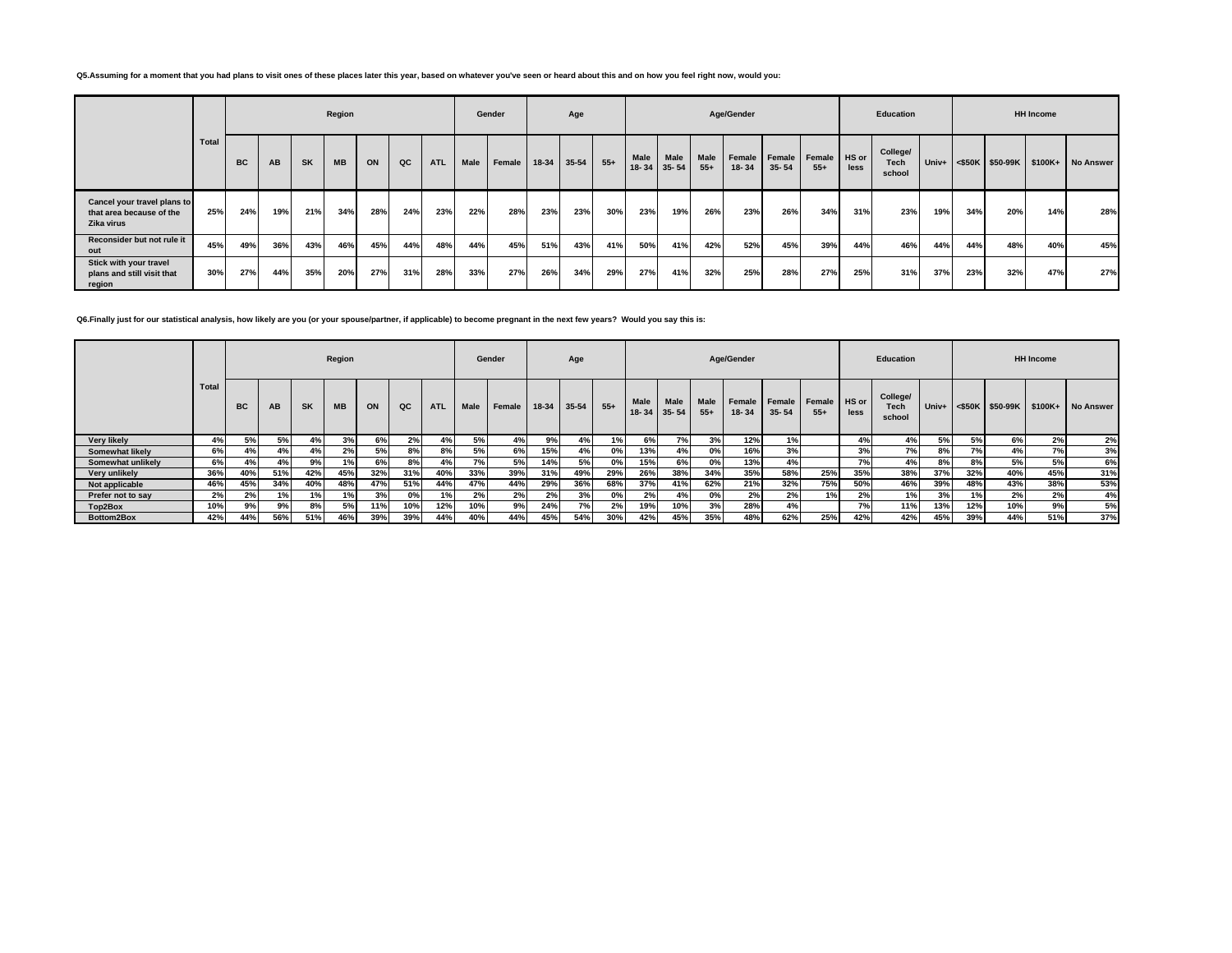**Q5.Assuming for a moment that you had plans to visit ones of these places later this year, based on whatever you've seen or heard about this and on how you feel right now, would you:**

| | Total | Region | | | | | | | Gender | | Age | | | Age/Gender | | | | | | Education | | | HH Income | | | |
|---|---|---|---|---|---|---|---|---|---|---|---|---|---|---|---|---|---|---|---|---|---|---|---|---|---|---|
| | | BC | AB | SK | MB | ON | QC | ATL | Male | Female | 18-34 | 35-54 | 55+ | Male 18- 34 | Male 35- 54 | Male 55+ | Female 18- 34 | Female 35- 54 | Female 55+ | HS or less | College/ Tech school | Univ+ | <$50K | $50-99K | $100K+ | No Answer |
| Cancel your travel plans to that area because of the Zika virus | 25% | 24% | 19% | 21% | 34% | 28% | 24% | 23% | 22% | 28% | 23% | 23% | 30% | 23% | 19% | 26% | 23% | 26% | 34% | 31% | 23% | 19% | 34% | 20% | 14% | 28% |
| Reconsider but not rule it out | 45% | 49% | 36% | 43% | 46% | 45% | 44% | 48% | 44% | 45% | 51% | 43% | 41% | 50% | 41% | 42% | 52% | 45% | 39% | 44% | 46% | 44% | 44% | 48% | 40% | 45% |
| Stick with your travel plans and still visit that region | 30% | 27% | 44% | 35% | 20% | 27% | 31% | 28% | 33% | 27% | 26% | 34% | 29% | 27% | 41% | 32% | 25% | 28% | 27% | 25% | 31% | 37% | 23% | 32% | 47% | 27% |

**Q6.Finally just for our statistical analysis, how likely are you (or your spouse/partner, if applicable) to become pregnant in the next few years? Would you say this is:**

| | Total | Region | | | | | | | Gender | | Age | | | Age/Gender | | | | | | Education | | | HH Income | | | |
|---|---|---|---|---|---|---|---|---|---|---|---|---|---|---|---|---|---|---|---|---|---|---|---|---|---|---|
| | | BC | AB | SK | MB | ON | QC | ATL | Male | Female | 18-34 | 35-54 | 55+ | Male 18- 34 | Male 35- 54 | Male 55+ | Female 18- 34 | Female 35- 54 | Female 55+ | HS or less | College/ Tech school | Univ+ | <$50K | $50-99K | $100K+ | No Answer |
| Very likely | 4% | 5% | 5% | 4% | 3% | 6% | 2% | 4% | 5% | 4% | 9% | 4% | 1% | 6% | 7% | 3% | 12% | 1% | | 4% | 4% | 5% | 5% | 6% | 2% | 2% |
| Somewhat likely | 6% | 4% | 4% | 4% | 2% | 5% | 8% | 8% | 5% | 6% | 15% | 4% | 0% | 13% | 4% | 0% | 16% | 3% | | 3% | 7% | 8% | 7% | 4% | 7% | 3% |
| Somewhat unlikely | 6% | 4% | 4% | 9% | 1% | 6% | 8% | 4% | 7% | 5% | 14% | 5% | 0% | 15% | 6% | 0% | 13% | 4% | | 7% | 4% | 8% | 8% | 5% | 5% | 6% |
| Very unlikely | 36% | 40% | 51% | 42% | 45% | 32% | 31% | 40% | 33% | 39% | 31% | 49% | 29% | 26% | 38% | 34% | 35% | 58% | 25% | 35% | 38% | 37% | 32% | 40% | 45% | 31% |
| Not applicable | 46% | 45% | 34% | 40% | 48% | 47% | 51% | 44% | 47% | 44% | 29% | 36% | 68% | 37% | 41% | 62% | 21% | 32% | 75% | 50% | 46% | 39% | 48% | 43% | 38% | 53% |
| Prefer not to say | 2% | 2% | 1% | 1% | 1% | 3% | 0% | 1% | 2% | 2% | 2% | 3% | 0% | 2% | 4% | 0% | 2% | 2% | 1% | 2% | 1% | 3% | 1% | 2% | 2% | 4% |
| Top2Box | 10% | 9% | 9% | 8% | 5% | 11% | 10% | 12% | 10% | 9% | 24% | 7% | 2% | 19% | 10% | 3% | 28% | 4% | | 7% | 11% | 13% | 12% | 10% | 9% | 5% |
| Bottom2Box | 42% | 44% | 56% | 51% | 46% | 39% | 39% | 44% | 40% | 44% | 45% | 54% | 30% | 42% | 45% | 35% | 48% | 62% | 25% | 42% | 42% | 45% | 39% | 44% | 51% | 37% |